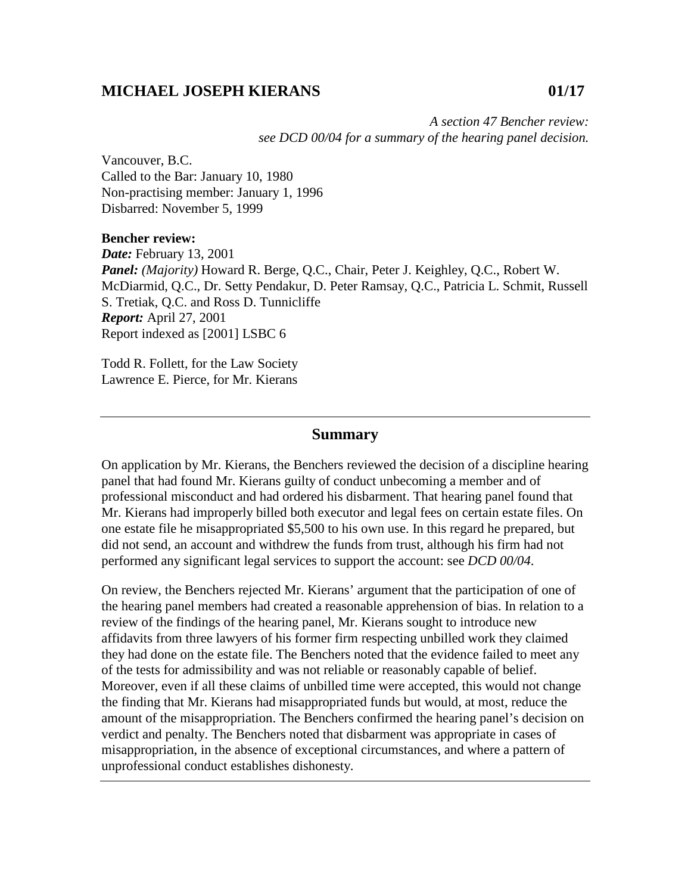# MICHAEL JOSEPH KIERANS 01/17

*A section 47 Bencher review:*
*see DCD 00/04 for a summary of the hearing panel decision.*

Vancouver, B.C.
Called to the Bar: January 10, 1980
Non-practising member: January 1, 1996
Disbarred: November 5, 1999

**Bencher review:**
***Date:*** February 13, 2001
***Panel:*** *(Majority)* Howard R. Berge, Q.C., Chair, Peter J. Keighley, Q.C., Robert W. McDiarmid, Q.C., Dr. Setty Pendakur, D. Peter Ramsay, Q.C., Patricia L. Schmit, Russell S. Tretiak, Q.C. and Ross D. Tunnicliffe
***Report:*** April 27, 2001
Report indexed as [2001] LSBC 6

Todd R. Follett, for the Law Society
Lawrence E. Pierce, for Mr. Kierans

---

## Summary

On application by Mr. Kierans, the Benchers reviewed the decision of a discipline hearing panel that had found Mr. Kierans guilty of conduct unbecoming a member and of professional misconduct and had ordered his disbarment. That hearing panel found that Mr. Kierans had improperly billed both executor and legal fees on certain estate files. On one estate file he misappropriated $5,500 to his own use. In this regard he prepared, but did not send, an account and withdrew the funds from trust, although his firm had not performed any significant legal services to support the account: see *DCD 00/04*.

On review, the Benchers rejected Mr. Kierans' argument that the participation of one of the hearing panel members had created a reasonable apprehension of bias. In relation to a review of the findings of the hearing panel, Mr. Kierans sought to introduce new affidavits from three lawyers of his former firm respecting unbilled work they claimed they had done on the estate file. The Benchers noted that the evidence failed to meet any of the tests for admissibility and was not reliable or reasonably capable of belief. Moreover, even if all these claims of unbilled time were accepted, this would not change the finding that Mr. Kierans had misappropriated funds but would, at most, reduce the amount of the misappropriation. The Benchers confirmed the hearing panel's decision on verdict and penalty. The Benchers noted that disbarment was appropriate in cases of misappropriation, in the absence of exceptional circumstances, and where a pattern of unprofessional conduct establishes dishonesty.

---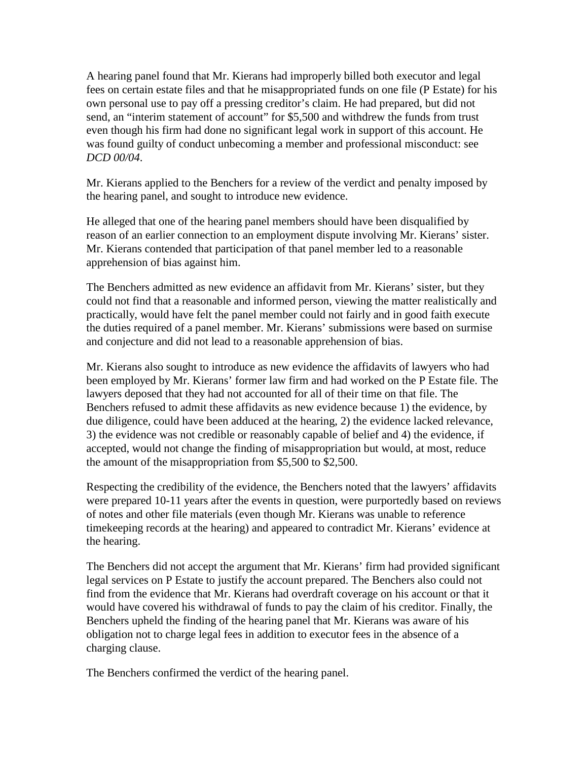A hearing panel found that Mr. Kierans had improperly billed both executor and legal fees on certain estate files and that he misappropriated funds on one file (P Estate) for his own personal use to pay off a pressing creditor's claim. He had prepared, but did not send, an "interim statement of account" for $5,500 and withdrew the funds from trust even though his firm had done no significant legal work in support of this account. He was found guilty of conduct unbecoming a member and professional misconduct: see *DCD 00/04*.

Mr. Kierans applied to the Benchers for a review of the verdict and penalty imposed by the hearing panel, and sought to introduce new evidence.

He alleged that one of the hearing panel members should have been disqualified by reason of an earlier connection to an employment dispute involving Mr. Kierans' sister. Mr. Kierans contended that participation of that panel member led to a reasonable apprehension of bias against him.

The Benchers admitted as new evidence an affidavit from Mr. Kierans' sister, but they could not find that a reasonable and informed person, viewing the matter realistically and practically, would have felt the panel member could not fairly and in good faith execute the duties required of a panel member. Mr. Kierans' submissions were based on surmise and conjecture and did not lead to a reasonable apprehension of bias.

Mr. Kierans also sought to introduce as new evidence the affidavits of lawyers who had been employed by Mr. Kierans' former law firm and had worked on the P Estate file. The lawyers deposed that they had not accounted for all of their time on that file. The Benchers refused to admit these affidavits as new evidence because 1) the evidence, by due diligence, could have been adduced at the hearing, 2) the evidence lacked relevance, 3) the evidence was not credible or reasonably capable of belief and 4) the evidence, if accepted, would not change the finding of misappropriation but would, at most, reduce the amount of the misappropriation from $5,500 to $2,500.

Respecting the credibility of the evidence, the Benchers noted that the lawyers' affidavits were prepared 10-11 years after the events in question, were purportedly based on reviews of notes and other file materials (even though Mr. Kierans was unable to reference timekeeping records at the hearing) and appeared to contradict Mr. Kierans' evidence at the hearing.

The Benchers did not accept the argument that Mr. Kierans' firm had provided significant legal services on P Estate to justify the account prepared. The Benchers also could not find from the evidence that Mr. Kierans had overdraft coverage on his account or that it would have covered his withdrawal of funds to pay the claim of his creditor. Finally, the Benchers upheld the finding of the hearing panel that Mr. Kierans was aware of his obligation not to charge legal fees in addition to executor fees in the absence of a charging clause.

The Benchers confirmed the verdict of the hearing panel.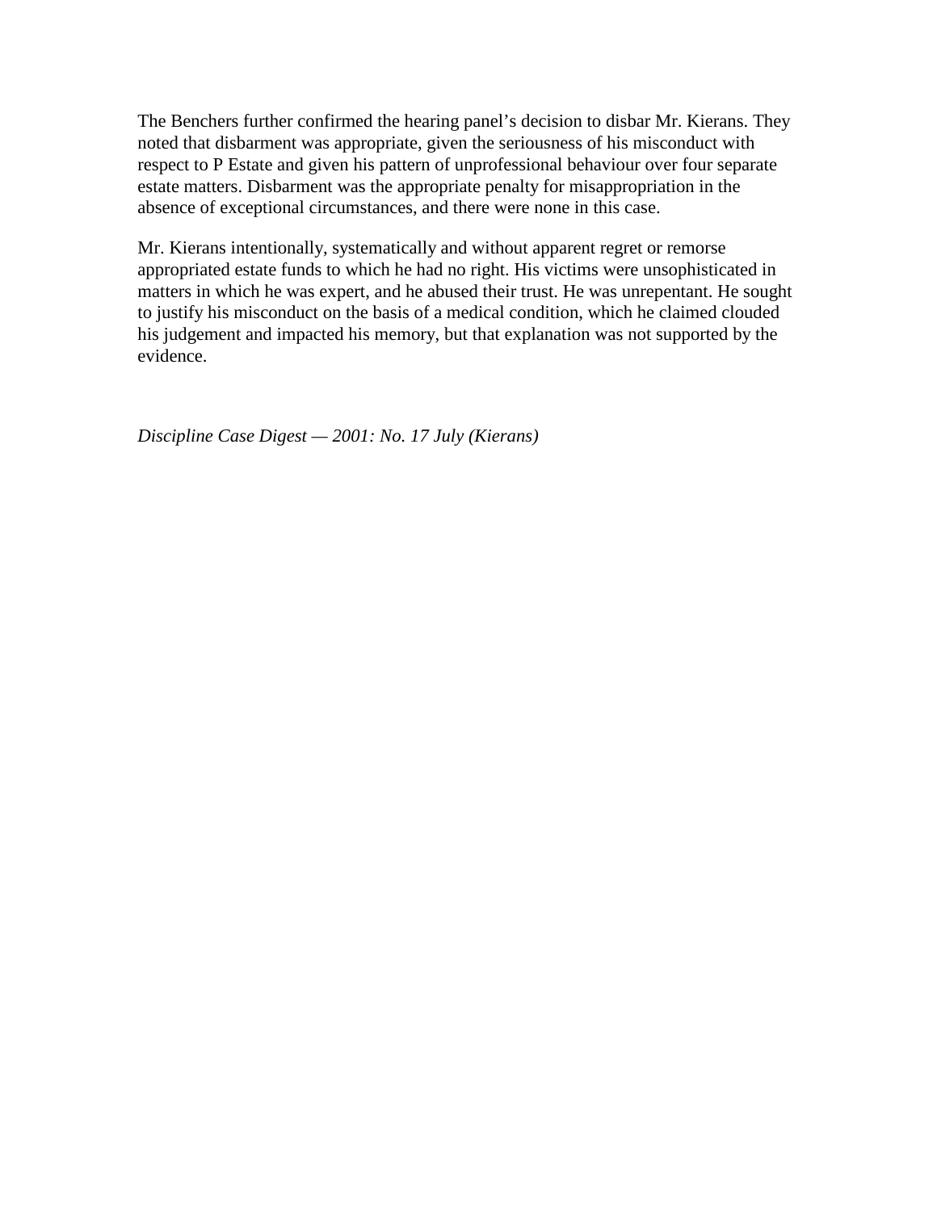The Benchers further confirmed the hearing panel's decision to disbar Mr. Kierans. They noted that disbarment was appropriate, given the seriousness of his misconduct with respect to P Estate and given his pattern of unprofessional behaviour over four separate estate matters. Disbarment was the appropriate penalty for misappropriation in the absence of exceptional circumstances, and there were none in this case.

Mr. Kierans intentionally, systematically and without apparent regret or remorse appropriated estate funds to which he had no right. His victims were unsophisticated in matters in which he was expert, and he abused their trust. He was unrepentant. He sought to justify his misconduct on the basis of a medical condition, which he claimed clouded his judgement and impacted his memory, but that explanation was not supported by the evidence.

*Discipline Case Digest — 2001: No. 17 July (Kierans)*